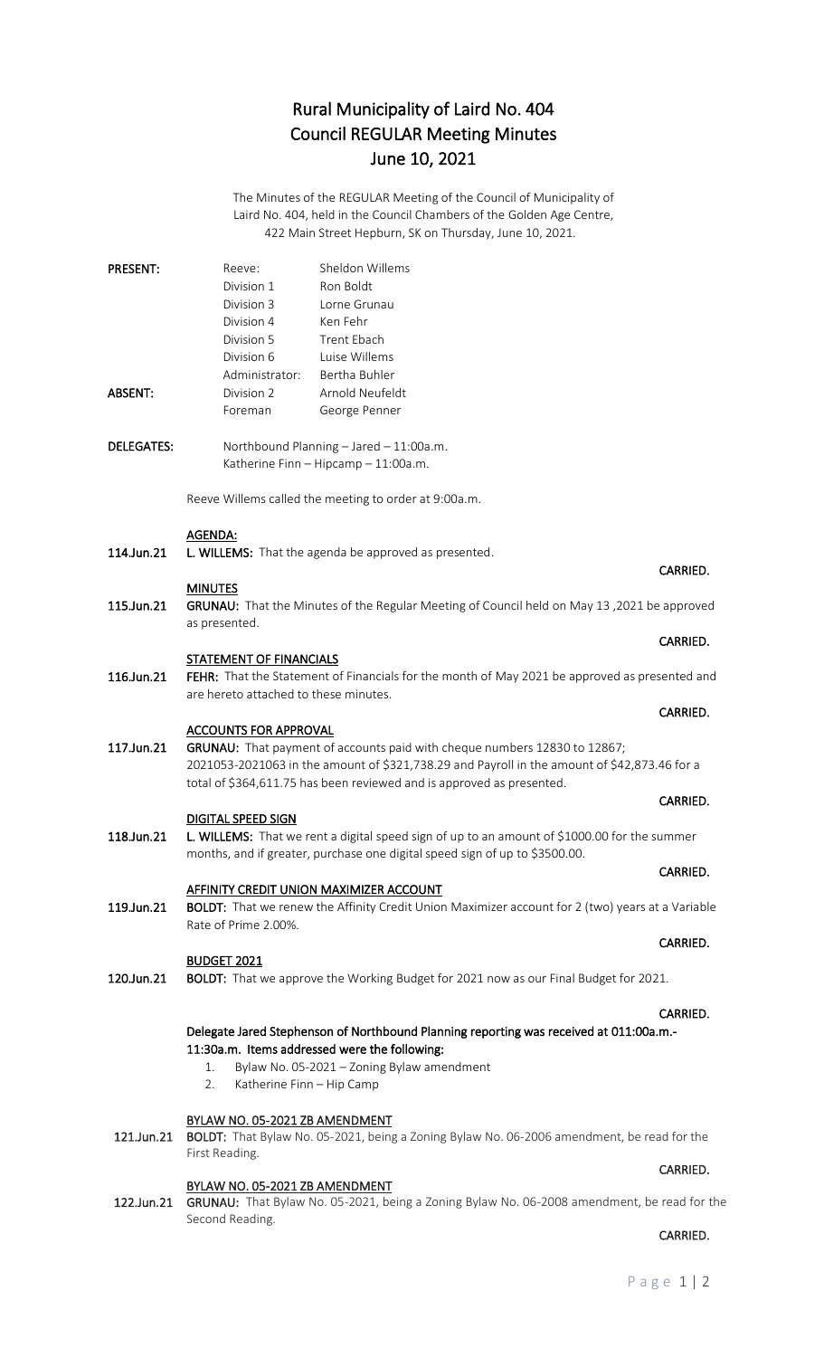# Rural Municipality of Laird No. 404
# Council REGULAR Meeting Minutes
# June 10, 2021

The Minutes of the REGULAR Meeting of the Council of Municipality of Laird No. 404, held in the Council Chambers of the Golden Age Centre, 422 Main Street Hepburn, SK on Thursday, June 10, 2021.

| | | |
|---|---|---|
| **PRESENT:** | Reeve: | Sheldon Willems |
| | Division 1 | Ron Boldt |
| | Division 3 | Lorne Grunau |
| | Division 4 | Ken Fehr |
| | Division 5 | Trent Ebach |
| | Division 6 | Luise Willems |
| | Administrator: | Bertha Buhler |
| **ABSENT:** | Division 2 | Arnold Neufeldt |
| | Foreman | George Penner |

**DELEGATES:** Northbound Planning – Jared – 11:00a.m.
Katherine Finn – Hipcamp – 11:00a.m.

Reeve Willems called the meeting to order at 9:00a.m.

**AGENDA:**

114.Jun.21 **L. WILLEMS:** That the agenda be approved as presented.

**CARRIED.**

**MINUTES**

115.Jun.21 **GRUNAU:** That the Minutes of the Regular Meeting of Council held on May 13 ,2021 be approved as presented.

**CARRIED.**

**STATEMENT OF FINANCIALS**

116.Jun.21 **FEHR:** That the Statement of Financials for the month of May 2021 be approved as presented and are hereto attached to these minutes.

**CARRIED.**

**ACCOUNTS FOR APPROVAL**

117.Jun.21 **GRUNAU:** That payment of accounts paid with cheque numbers 12830 to 12867; 2021053-2021063 in the amount of $321,738.29 and Payroll in the amount of $42,873.46 for a total of $364,611.75 has been reviewed and is approved as presented.

**CARRIED.**

**DIGITAL SPEED SIGN**

118.Jun.21 **L. WILLEMS:** That we rent a digital speed sign of up to an amount of $1000.00 for the summer months, and if greater, purchase one digital speed sign of up to $3500.00.

**CARRIED.**

**AFFINITY CREDIT UNION MAXIMIZER ACCOUNT**

119.Jun.21 **BOLDT:** That we renew the Affinity Credit Union Maximizer account for 2 (two) years at a Variable Rate of Prime 2.00%.

**CARRIED.**

**BUDGET 2021**

120.Jun.21 **BOLDT:** That we approve the Working Budget for 2021 now as our Final Budget for 2021.

**CARRIED.**

**Delegate Jared Stephenson of Northbound Planning reporting was received at 011:00a.m.- 11:30a.m. Items addressed were the following:**

1. Bylaw No. 05-2021 – Zoning Bylaw amendment
2. Katherine Finn – Hip Camp

**BYLAW NO. 05-2021 ZB AMENDMENT**

121.Jun.21 **BOLDT:** That Bylaw No. 05-2021, being a Zoning Bylaw No. 06-2006 amendment, be read for the First Reading.

**CARRIED.**

**BYLAW NO. 05-2021 ZB AMENDMENT**

122.Jun.21 **GRUNAU:** That Bylaw No. 05-2021, being a Zoning Bylaw No. 06-2008 amendment, be read for the Second Reading.

**CARRIED.**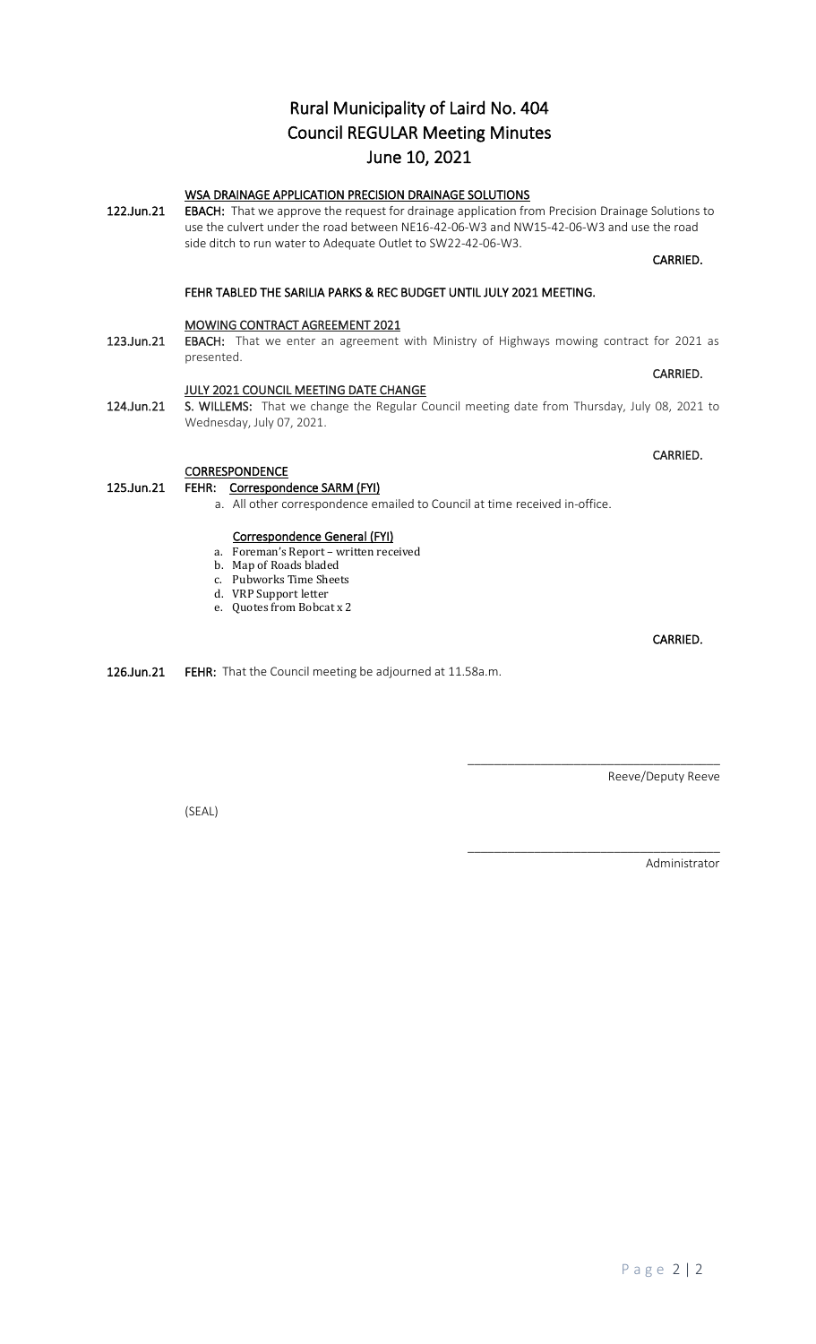# Rural Municipality of Laird No. 404
# Council REGULAR Meeting Minutes
# June 10, 2021

**WSA DRAINAGE APPLICATION PRECISION DRAINAGE SOLUTIONS**

**122.Jun.21** **EBACH:** That we approve the request for drainage application from Precision Drainage Solutions to use the culvert under the road between NE16-42-06-W3 and NW15-42-06-W3 and use the road side ditch to run water to Adequate Outlet to SW22-42-06-W3.

**CARRIED.**

**FEHR TABLED THE SARILIA PARKS & REC BUDGET UNTIL JULY 2021 MEETING.**

**MOWING CONTRACT AGREEMENT 2021**

**123.Jun.21** **EBACH:** That we enter an agreement with Ministry of Highways mowing contract for 2021 as presented.

**CARRIED.**

**JULY 2021 COUNCIL MEETING DATE CHANGE**

**124.Jun.21** **S. WILLEMS:** That we change the Regular Council meeting date from Thursday, July 08, 2021 to Wednesday, July 07, 2021.

**CARRIED.**

**CORRESPONDENCE**

**125.Jun.21** **FEHR:** **Correspondence SARM (FYI)**

a. All other correspondence emailed to Council at time received in-office.

**Correspondence General (FYI)**

a. Foreman's Report – written received
b. Map of Roads bladed
c. Pubworks Time Sheets
d. VRP Support letter
e. Quotes from Bobcat x 2

**CARRIED.**

**126.Jun.21** **FEHR:** That the Council meeting be adjourned at 11.58a.m.

\_\_\_\_\_\_\_\_\_\_\_\_\_\_\_\_\_\_\_\_\_\_\_\_\_\_\_\_\_\_\_\_\_\_\_\_\_\_
Reeve/Deputy Reeve

(SEAL)

\_\_\_\_\_\_\_\_\_\_\_\_\_\_\_\_\_\_\_\_\_\_\_\_\_\_\_\_\_\_\_\_\_\_\_\_\_\_
Administrator